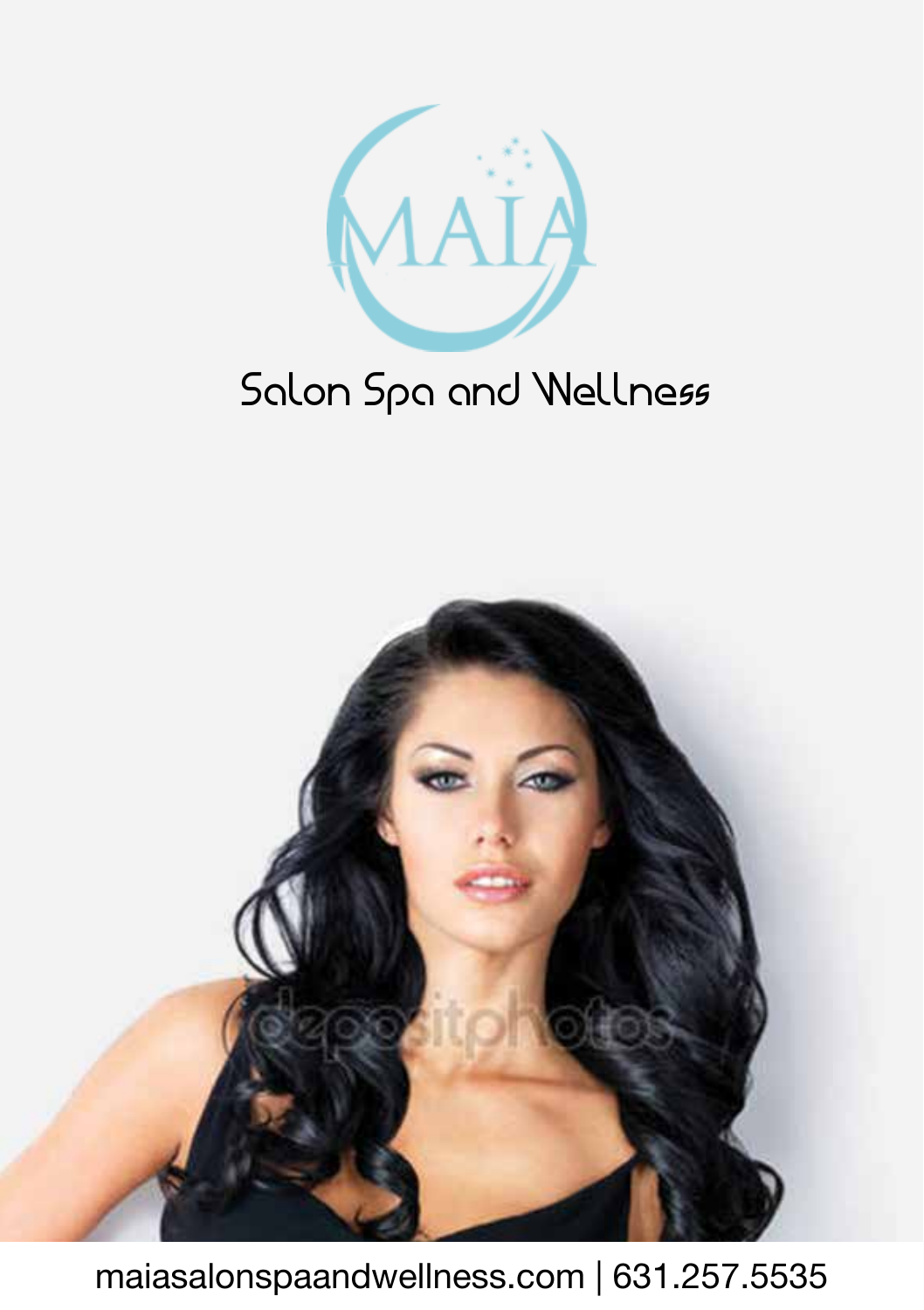# MAIA

## Salon Spa and Wellness

maiasalonspaandwellness.com | 631.257.5535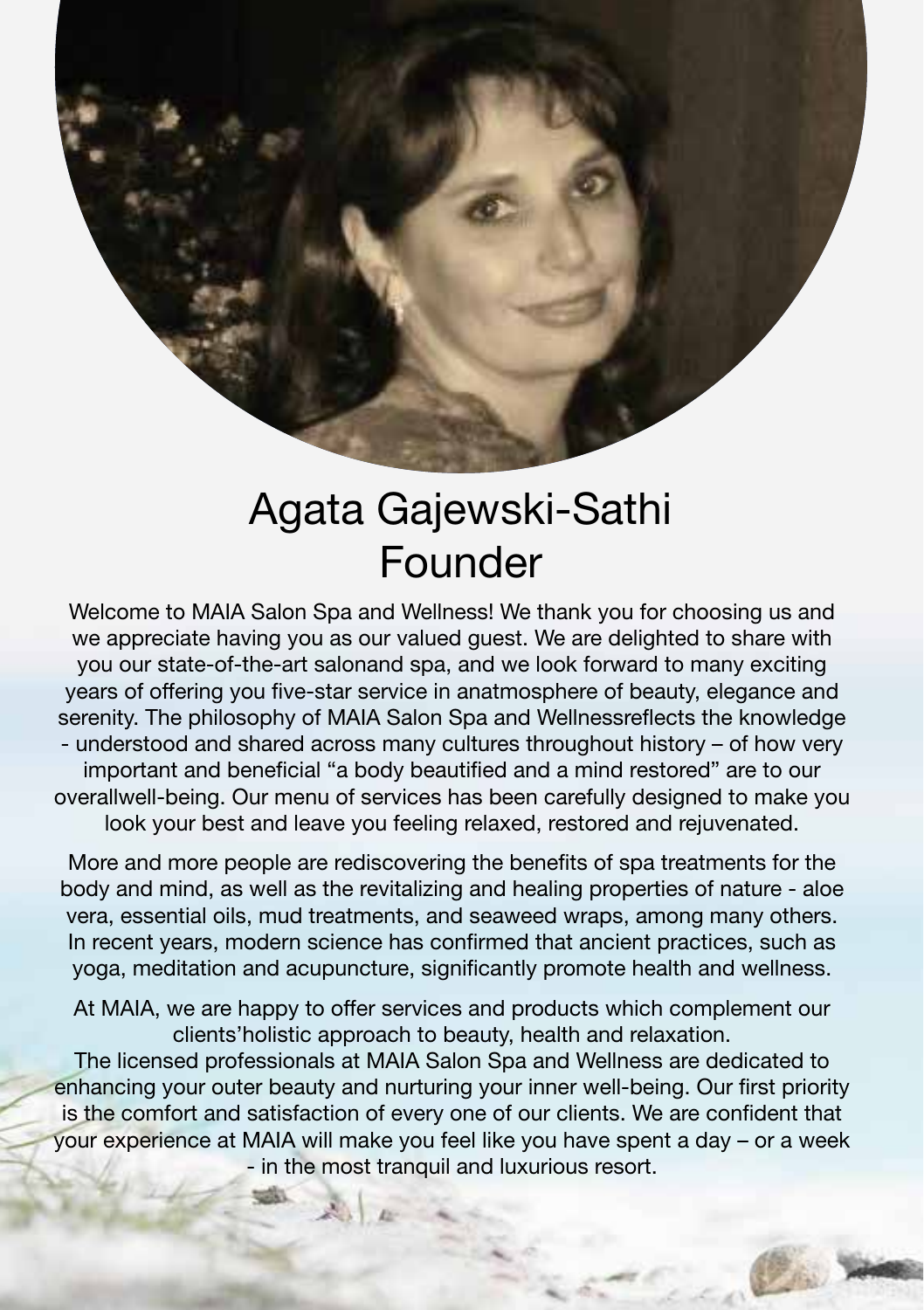# Agata Gajewski-Sathi
## Founder

Welcome to MAIA Salon Spa and Wellness! We thank you for choosing us and we appreciate having you as our valued guest. We are delighted to share with you our state-of-the-art salonand spa, and we look forward to many exciting years of offering you five-star service in anatmosphere of beauty, elegance and serenity. The philosophy of MAIA Salon Spa and Wellnessreflects the knowledge - understood and shared across many cultures throughout history – of how very important and beneficial "a body beautified and a mind restored" are to our overallwell-being. Our menu of services has been carefully designed to make you look your best and leave you feeling relaxed, restored and rejuvenated.

More and more people are rediscovering the benefits of spa treatments for the body and mind, as well as the revitalizing and healing properties of nature - aloe vera, essential oils, mud treatments, and seaweed wraps, among many others. In recent years, modern science has confirmed that ancient practices, such as yoga, meditation and acupuncture, significantly promote health and wellness.

At MAIA, we are happy to offer services and products which complement our clients'holistic approach to beauty, health and relaxation.
The licensed professionals at MAIA Salon Spa and Wellness are dedicated to enhancing your outer beauty and nurturing your inner well-being. Our first priority is the comfort and satisfaction of every one of our clients. We are confident that your experience at MAIA will make you feel like you have spent a day – or a week - in the most tranquil and luxurious resort.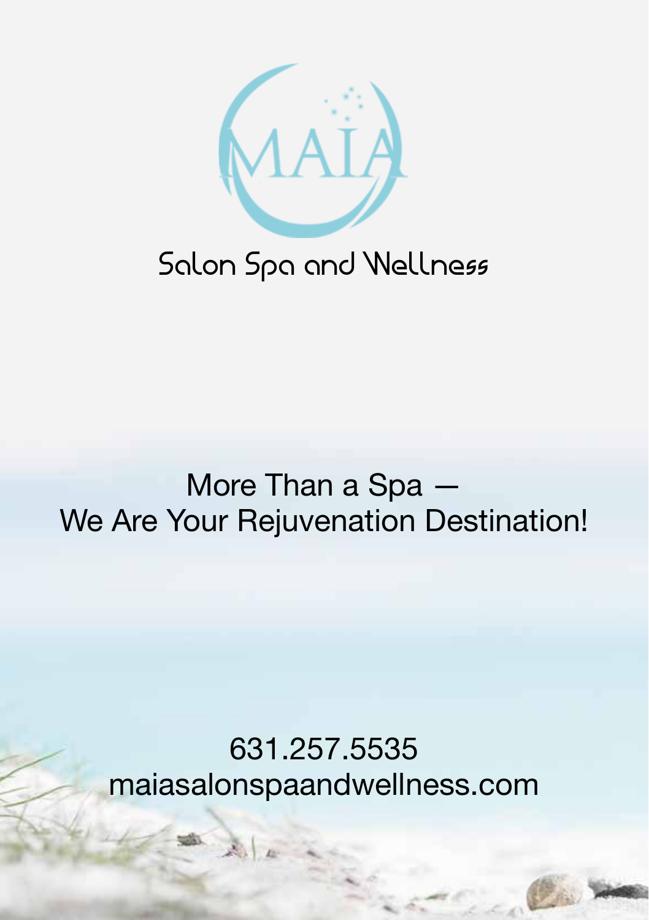# MAIA

## Salon Spa and Wellness

More Than a Spa —
We Are Your Rejuvenation Destination!

631.257.5535
maiasalonspaandwellness.com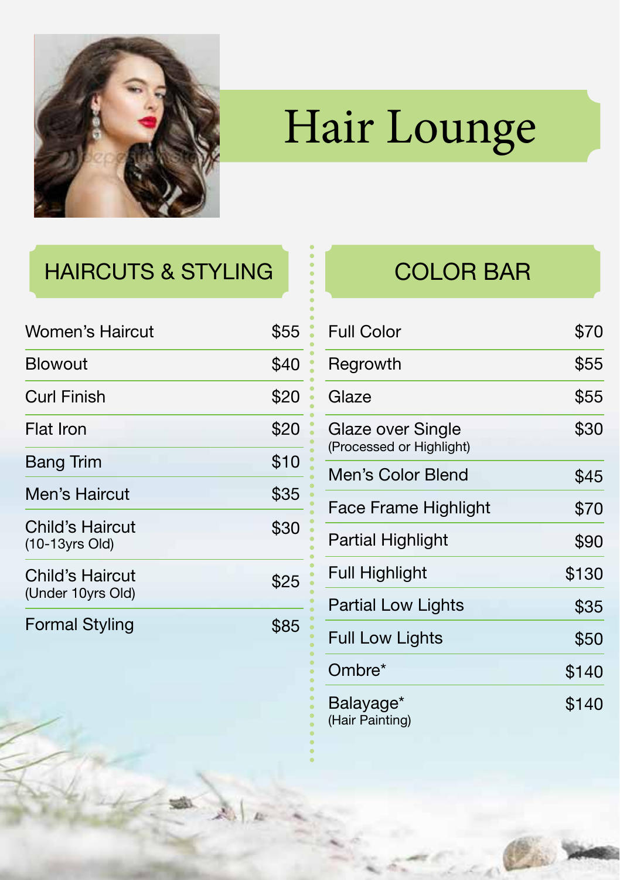# Hair Lounge

## HAIRCUTS & STYLING

| Service | Price |
|---|---|
| Women's Haircut | $55 |
| Blowout | $40 |
| Curl Finish | $20 |
| Flat Iron | $20 |
| Bang Trim | $10 |
| Men's Haircut | $35 |
| Child's Haircut (10-13yrs Old) | $30 |
| Child's Haircut (Under 10yrs Old) | $25 |
| Formal Styling | $85 |

## COLOR BAR

| Service | Price |
|---|---|
| Full Color | $70 |
| Regrowth | $55 |
| Glaze | $55 |
| Glaze over Single (Processed or Highlight) | $30 |
| Men's Color Blend | $45 |
| Face Frame Highlight | $70 |
| Partial Highlight | $90 |
| Full Highlight | $130 |
| Partial Low Lights | $35 |
| Full Low Lights | $50 |
| Ombre* | $140 |
| Balayage* (Hair Painting) | $140 |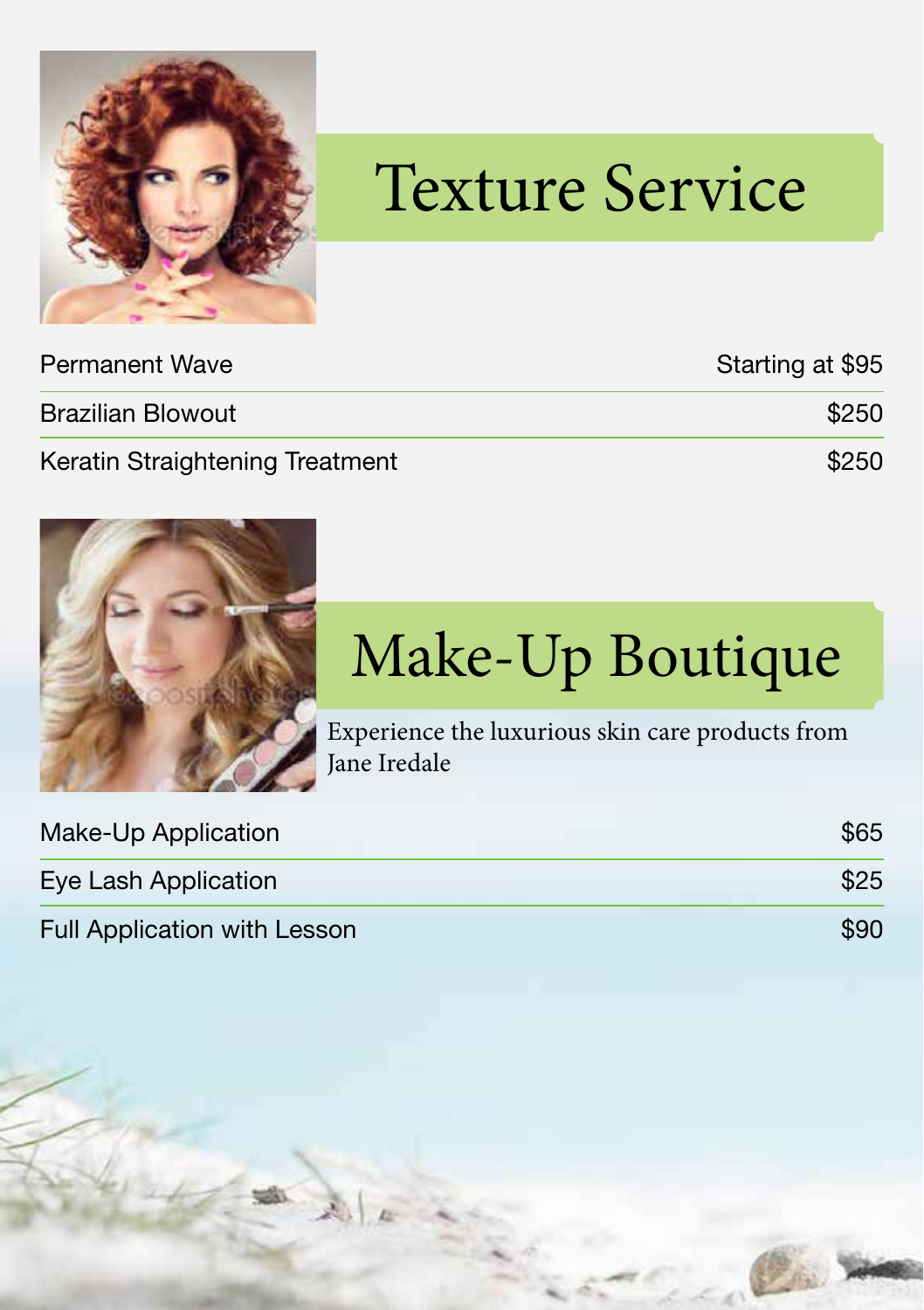# Texture Service

| | |
|---|---|
| Permanent Wave | Starting at $95 |
| Brazilian Blowout | $250 |
| Keratin Straightening Treatment | $250 |

# Make-Up Boutique

Experience the luxurious skin care products from Jane Iredale

| | |
|---|---|
| Make-Up Application | $65 |
| Eye Lash Application | $25 |
| Full Application with Lesson | $90 |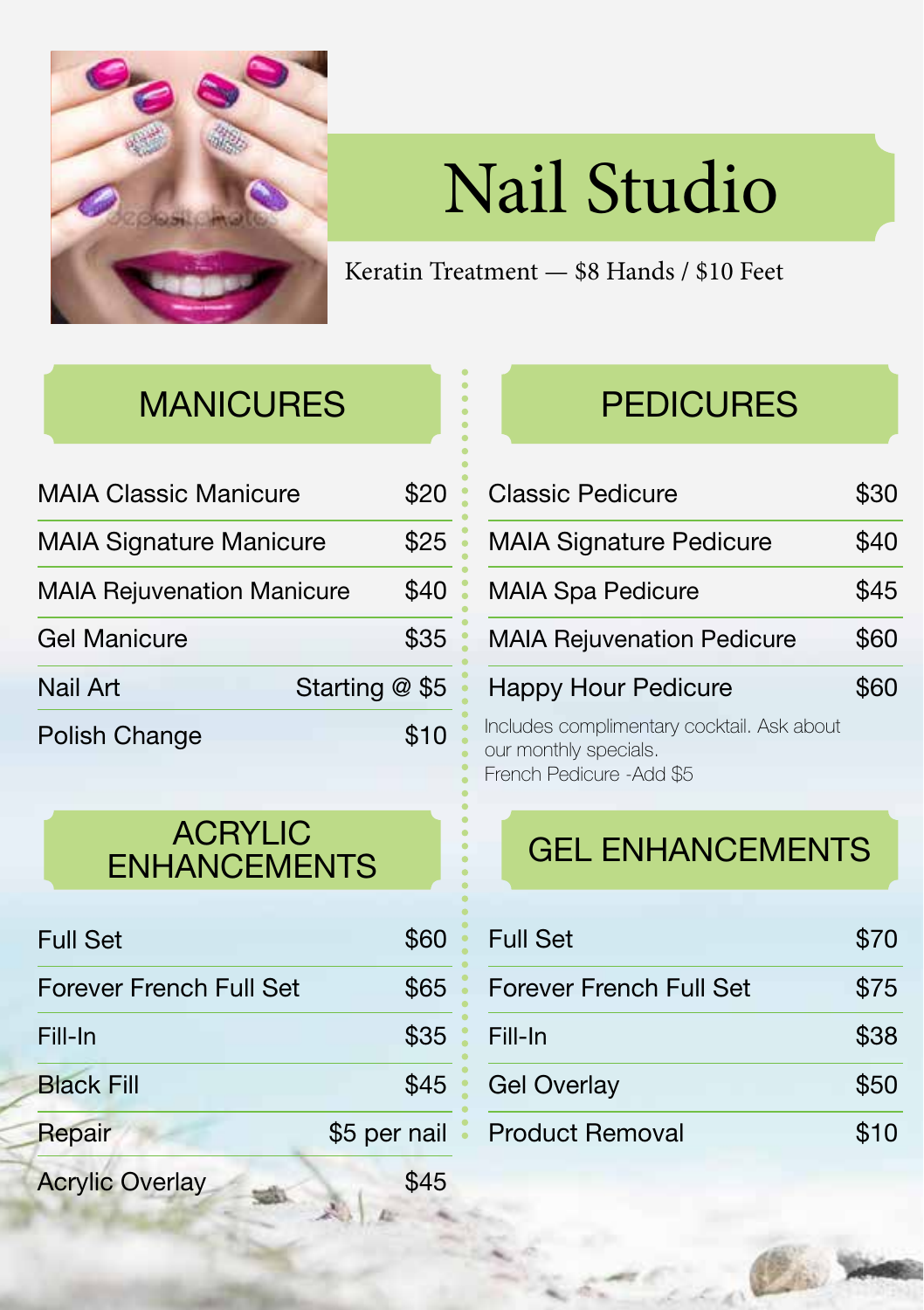# Nail Studio

Keratin Treatment — $8 Hands / $10 Feet

## MANICURES

| Service | Price |
|---|---|
| MAIA Classic Manicure | $20 |
| MAIA Signature Manicure | $25 |
| MAIA Rejuvenation Manicure | $40 |
| Gel Manicure | $35 |
| Nail Art | Starting @ $5 |
| Polish Change | $10 |

## ACRYLIC ENHANCEMENTS

| Service | Price |
|---|---|
| Full Set | $60 |
| Forever French Full Set | $65 |
| Fill-In | $35 |
| Black Fill | $45 |
| Repair | $5 per nail |
| Acrylic Overlay | $45 |

## PEDICURES

| Service | Price |
|---|---|
| Classic Pedicure | $30 |
| MAIA Signature Pedicure | $40 |
| MAIA Spa Pedicure | $45 |
| MAIA Rejuvenation Pedicure | $60 |
| Happy Hour Pedicure | $60 |

Includes complimentary cocktail. Ask about our monthly specials.
French Pedicure -Add $5

## GEL ENHANCEMENTS

| Service | Price |
|---|---|
| Full Set | $70 |
| Forever French Full Set | $75 |
| Fill-In | $38 |
| Gel Overlay | $50 |
| Product Removal | $10 |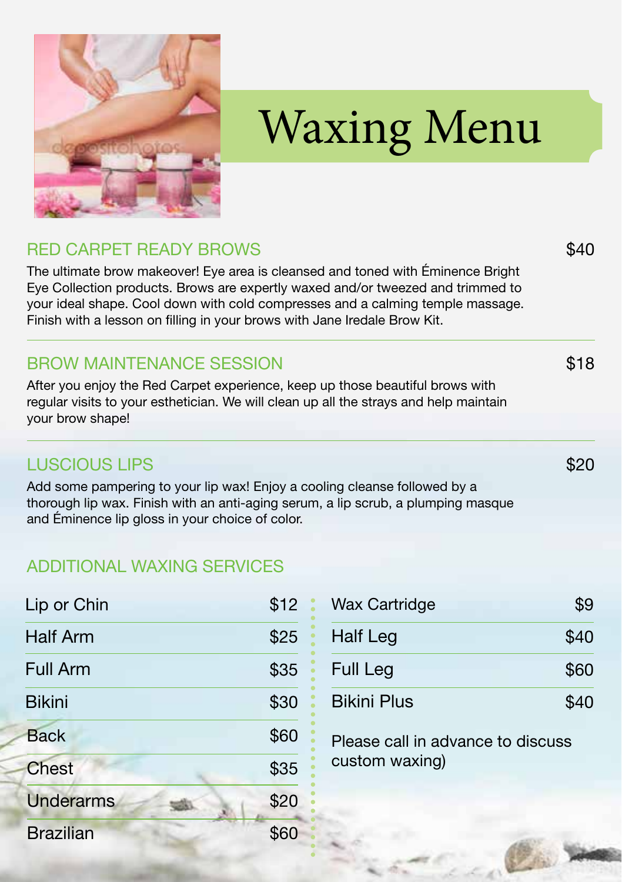# Waxing Menu

## RED CARPET READY BROWS — $40

The ultimate brow makeover! Eye area is cleansed and toned with Éminence Bright Eye Collection products. Brows are expertly waxed and/or tweezed and trimmed to your ideal shape. Cool down with cold compresses and a calming temple massage. Finish with a lesson on filling in your brows with Jane Iredale Brow Kit.

## BROW MAINTENANCE SESSION — $18

After you enjoy the Red Carpet experience, keep up those beautiful brows with regular visits to your esthetician. We will clean up all the strays and help maintain your brow shape!

## LUSCIOUS LIPS — $20

Add some pampering to your lip wax! Enjoy a cooling cleanse followed by a thorough lip wax. Finish with an anti-aging serum, a lip scrub, a plumping masque and Éminence lip gloss in your choice of color.

## ADDITIONAL WAXING SERVICES

| Service | Price |
|---|---|
| Lip or Chin | $12 |
| Half Arm | $25 |
| Full Arm | $35 |
| Bikini | $30 |
| Back | $60 |
| Chest | $35 |
| Underarms | $20 |
| Brazilian | $60 |
| Wax Cartridge | $9 |
| Half Leg | $40 |
| Full Leg | $60 |
| Bikini Plus | $40 |

Please call in advance to discuss custom waxing)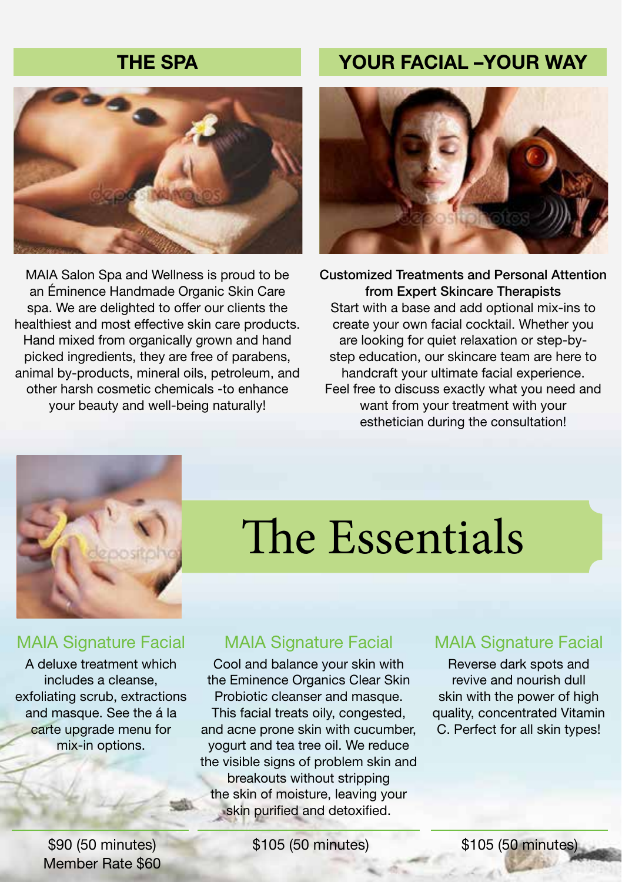## THE SPA

MAIA Salon Spa and Wellness is proud to be an Éminence Handmade Organic Skin Care spa. We are delighted to offer our clients the healthiest and most effective skin care products. Hand mixed from organically grown and hand picked ingredients, they are free of parabens, animal by-products, mineral oils, petroleum, and other harsh cosmetic chemicals -to enhance your beauty and well-being naturally!

## YOUR FACIAL –YOUR WAY

**Customized Treatments and Personal Attention from Expert Skincare Therapists**

Start with a base and add optional mix-ins to create your own facial cocktail. Whether you are looking for quiet relaxation or step-by-step education, our skincare team are here to handcraft your ultimate facial experience. Feel free to discuss exactly what you need and want from your treatment with your esthetician during the consultation!

# The Essentials

### MAIA Signature Facial

A deluxe treatment which includes a cleanse, exfoliating scrub, extractions and masque. See the á la carte upgrade menu for mix-in options.

$90 (50 minutes)
Member Rate $60

### MAIA Signature Facial

Cool and balance your skin with the Eminence Organics Clear Skin Probiotic cleanser and masque. This facial treats oily, congested, and acne prone skin with cucumber, yogurt and tea tree oil. We reduce the visible signs of problem skin and breakouts without stripping the skin of moisture, leaving your skin purified and detoxified.

$105 (50 minutes)

### MAIA Signature Facial

Reverse dark spots and revive and nourish dull skin with the power of high quality, concentrated Vitamin C. Perfect for all skin types!

$105 (50 minutes)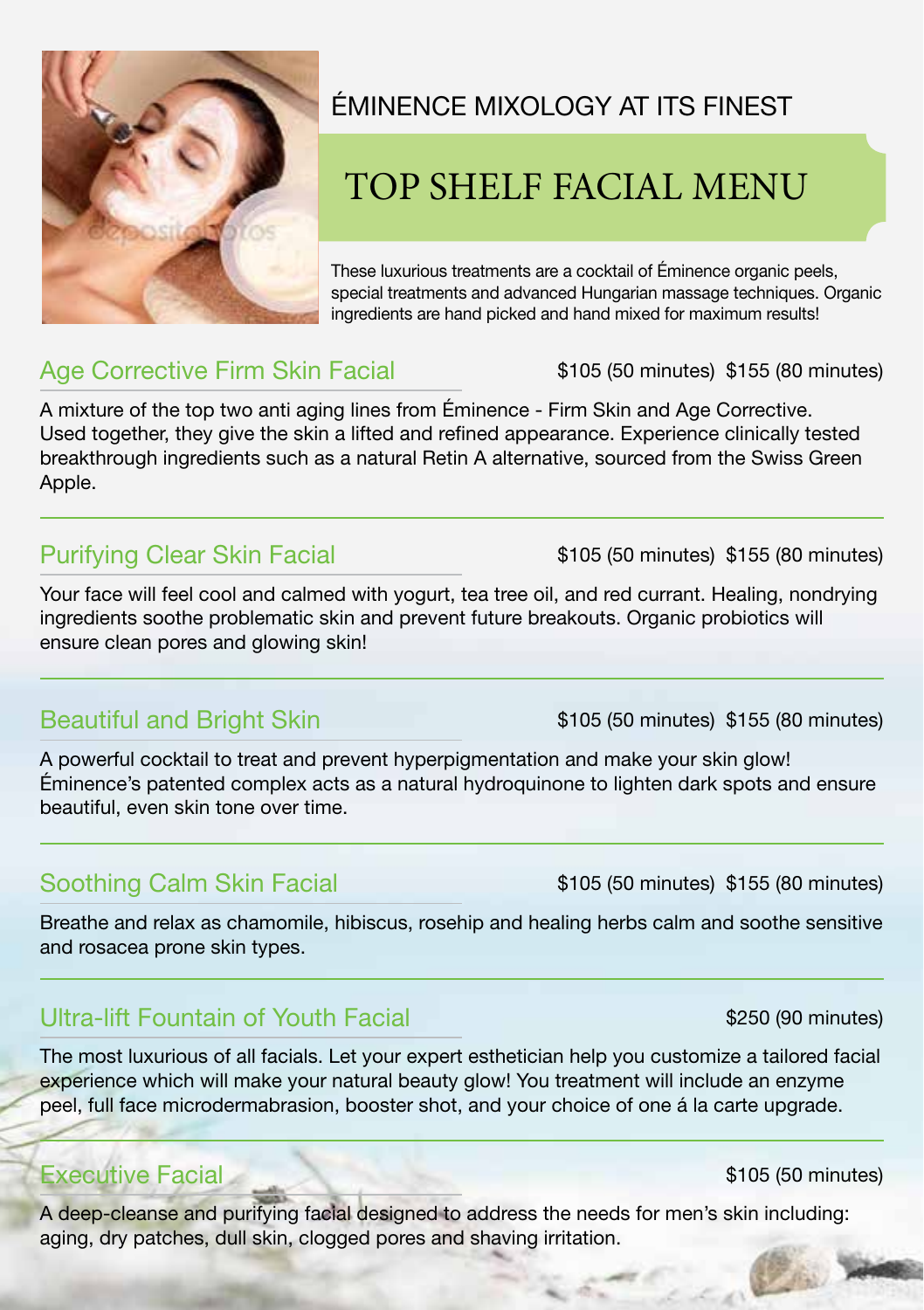ÉMINENCE MIXOLOGY AT ITS FINEST

# TOP SHELF FACIAL MENU

These luxurious treatments are a cocktail of Éminence organic peels, special treatments and advanced Hungarian massage techniques. Organic ingredients are hand picked and hand mixed for maximum results!

## Age Corrective Firm Skin Facial

$105 (50 minutes) $155 (80 minutes)

A mixture of the top two anti aging lines from Éminence - Firm Skin and Age Corrective. Used together, they give the skin a lifted and refined appearance. Experience clinically tested breakthrough ingredients such as a natural Retin A alternative, sourced from the Swiss Green Apple.

## Purifying Clear Skin Facial

$105 (50 minutes) $155 (80 minutes)

Your face will feel cool and calmed with yogurt, tea tree oil, and red currant. Healing, nondrying ingredients soothe problematic skin and prevent future breakouts. Organic probiotics will ensure clean pores and glowing skin!

## Beautiful and Bright Skin

$105 (50 minutes) $155 (80 minutes)

A powerful cocktail to treat and prevent hyperpigmentation and make your skin glow! Éminence's patented complex acts as a natural hydroquinone to lighten dark spots and ensure beautiful, even skin tone over time.

## Soothing Calm Skin Facial

$105 (50 minutes) $155 (80 minutes)

Breathe and relax as chamomile, hibiscus, rosehip and healing herbs calm and soothe sensitive and rosacea prone skin types.

## Ultra-lift Fountain of Youth Facial

$250 (90 minutes)

The most luxurious of all facials. Let your expert esthetician help you customize a tailored facial experience which will make your natural beauty glow! You treatment will include an enzyme peel, full face microdermabrasion, booster shot, and your choice of one á la carte upgrade.

## Executive Facial

$105 (50 minutes)

A deep-cleanse and purifying facial designed to address the needs for men's skin including: aging, dry patches, dull skin, clogged pores and shaving irritation.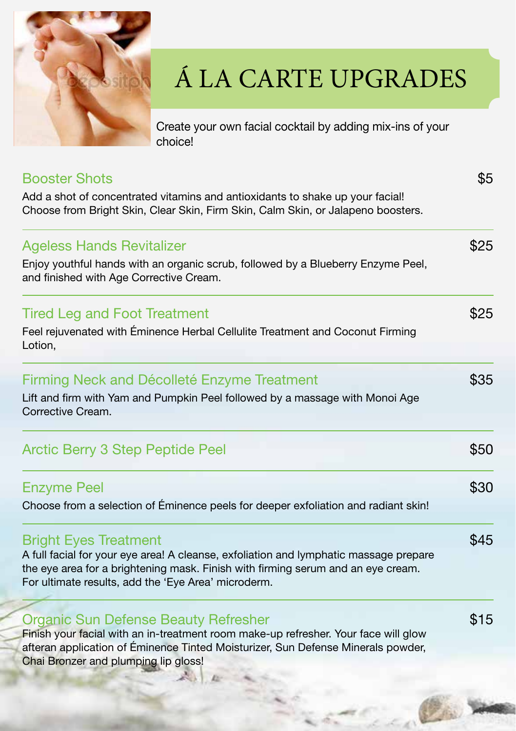# Á LA CARTE UPGRADES

Create your own facial cocktail by adding mix-ins of your choice!

## Booster Shots — $5

Add a shot of concentrated vitamins and antioxidants to shake up your facial! Choose from Bright Skin, Clear Skin, Firm Skin, Calm Skin, or Jalapeno boosters.

## Ageless Hands Revitalizer — $25

Enjoy youthful hands with an organic scrub, followed by a Blueberry Enzyme Peel, and finished with Age Corrective Cream.

## Tired Leg and Foot Treatment — $25

Feel rejuvenated with Éminence Herbal Cellulite Treatment and Coconut Firming Lotion,

## Firming Neck and Décolleté Enzyme Treatment — $35

Lift and firm with Yam and Pumpkin Peel followed by a massage with Monoi Age Corrective Cream.

## Arctic Berry 3 Step Peptide Peel — $50

## Enzyme Peel — $30

Choose from a selection of Éminence peels for deeper exfoliation and radiant skin!

## Bright Eyes Treatment — $45

A full facial for your eye area! A cleanse, exfoliation and lymphatic massage prepare the eye area for a brightening mask. Finish with firming serum and an eye cream. For ultimate results, add the 'Eye Area' microderm.

## Organic Sun Defense Beauty Refresher — $15

Finish your facial with an in-treatment room make-up refresher. Your face will glow afteran application of Éminence Tinted Moisturizer, Sun Defense Minerals powder, Chai Bronzer and plumping lip gloss!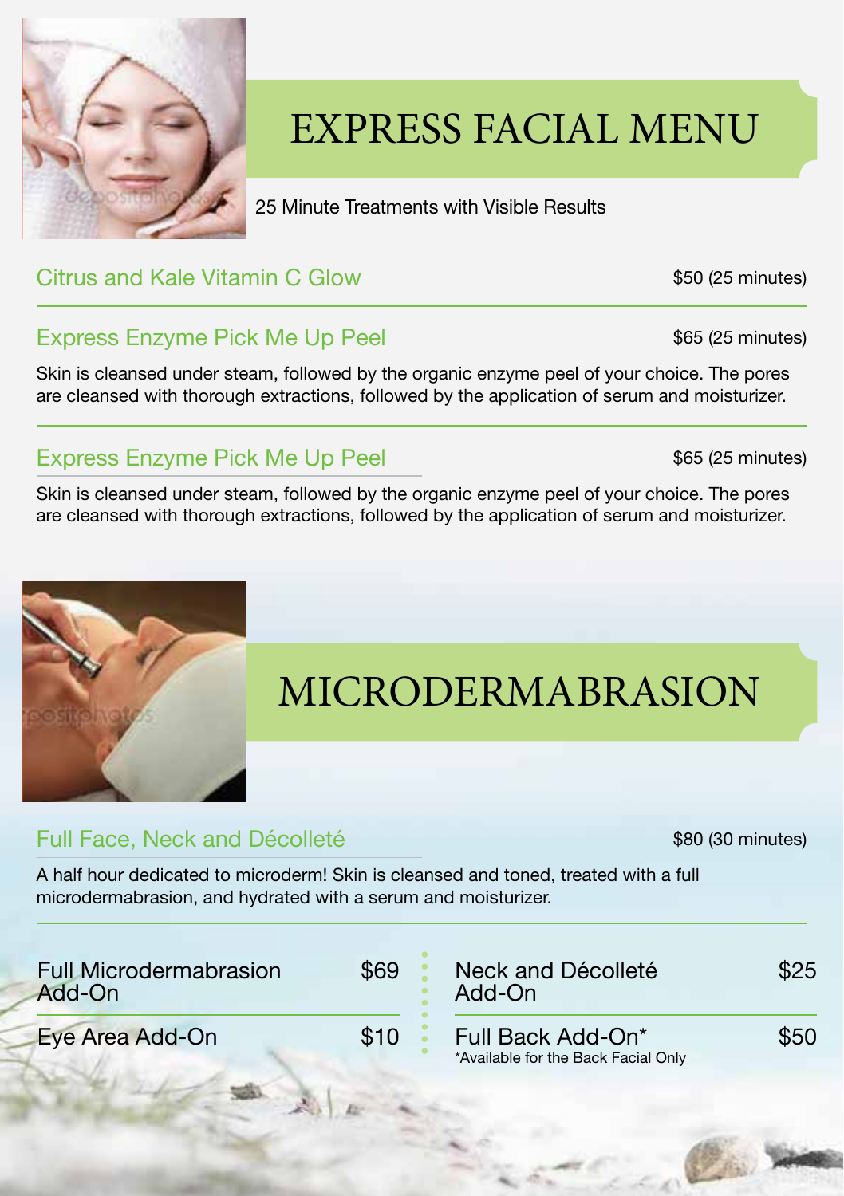# EXPRESS FACIAL MENU

25 Minute Treatments with Visible Results

### Citrus and Kale Vitamin C Glow

$50 (25 minutes)

### Express Enzyme Pick Me Up Peel

$65 (25 minutes)

Skin is cleansed under steam, followed by the organic enzyme peel of your choice. The pores are cleansed with thorough extractions, followed by the application of serum and moisturizer.

### Express Enzyme Pick Me Up Peel

$65 (25 minutes)

Skin is cleansed under steam, followed by the organic enzyme peel of your choice. The pores are cleansed with thorough extractions, followed by the application of serum and moisturizer.

# MICRODERMABRASION

### Full Face, Neck and Décolleté

$80 (30 minutes)

A half hour dedicated to microderm! Skin is cleansed and toned, treated with a full microdermabrasion, and hydrated with a serum and moisturizer.

| Add-On | Price |
| --- | --- |
| Full Microdermabrasion Add-On | $69 |
| Eye Area Add-On | $10 |
| Neck and Décolleté Add-On | $25 |
| Full Back Add-On* | $50 |

*Available for the Back Facial Only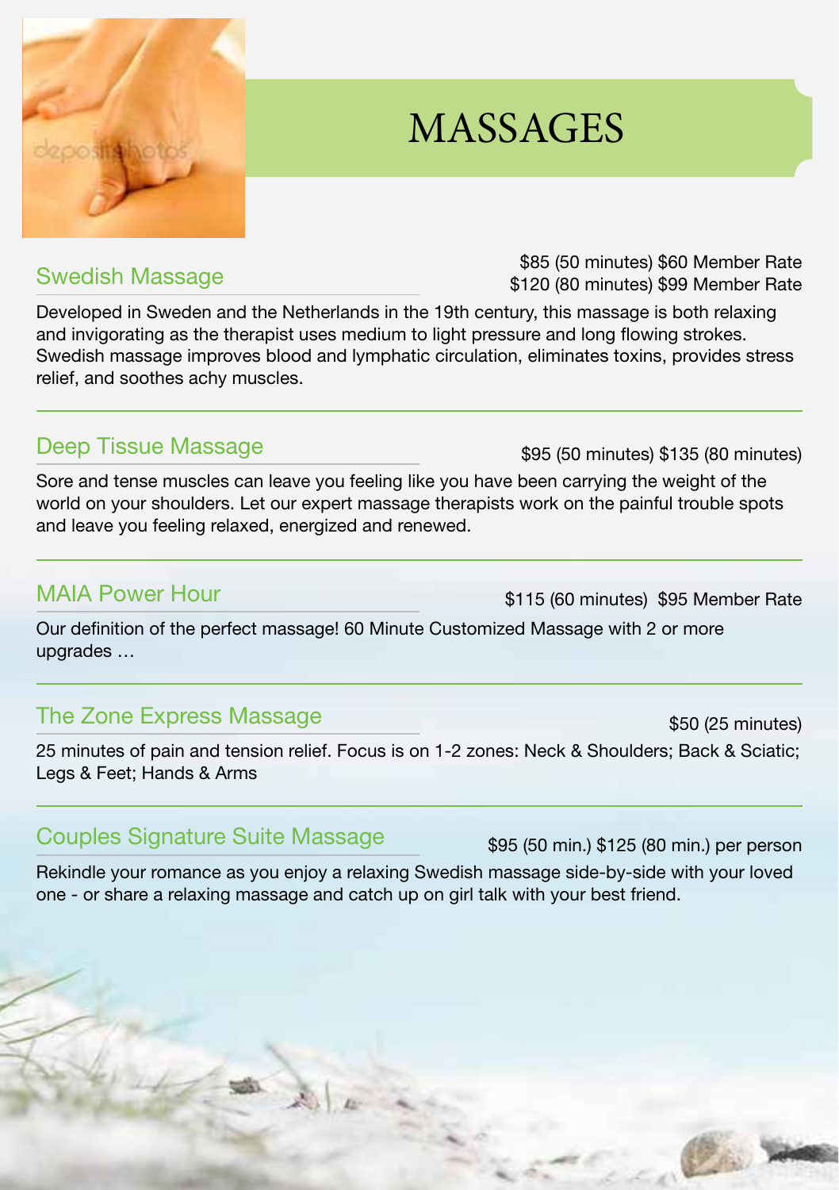# MASSAGES

## Swedish Massage

$85 (50 minutes) $60 Member Rate
$120 (80 minutes) $99 Member Rate

Developed in Sweden and the Netherlands in the 19th century, this massage is both relaxing and invigorating as the therapist uses medium to light pressure and long flowing strokes. Swedish massage improves blood and lymphatic circulation, eliminates toxins, provides stress relief, and soothes achy muscles.

## Deep Tissue Massage

$95 (50 minutes) $135 (80 minutes)

Sore and tense muscles can leave you feeling like you have been carrying the weight of the world on your shoulders. Let our expert massage therapists work on the painful trouble spots and leave you feeling relaxed, energized and renewed.

## MAIA Power Hour

$115 (60 minutes) $95 Member Rate

Our definition of the perfect massage! 60 Minute Customized Massage with 2 or more upgrades …

## The Zone Express Massage

$50 (25 minutes)

25 minutes of pain and tension relief. Focus is on 1-2 zones: Neck & Shoulders; Back & Sciatic; Legs & Feet; Hands & Arms

## Couples Signature Suite Massage

$95 (50 min.) $125 (80 min.) per person

Rekindle your romance as you enjoy a relaxing Swedish massage side-by-side with your loved one - or share a relaxing massage and catch up on girl talk with your best friend.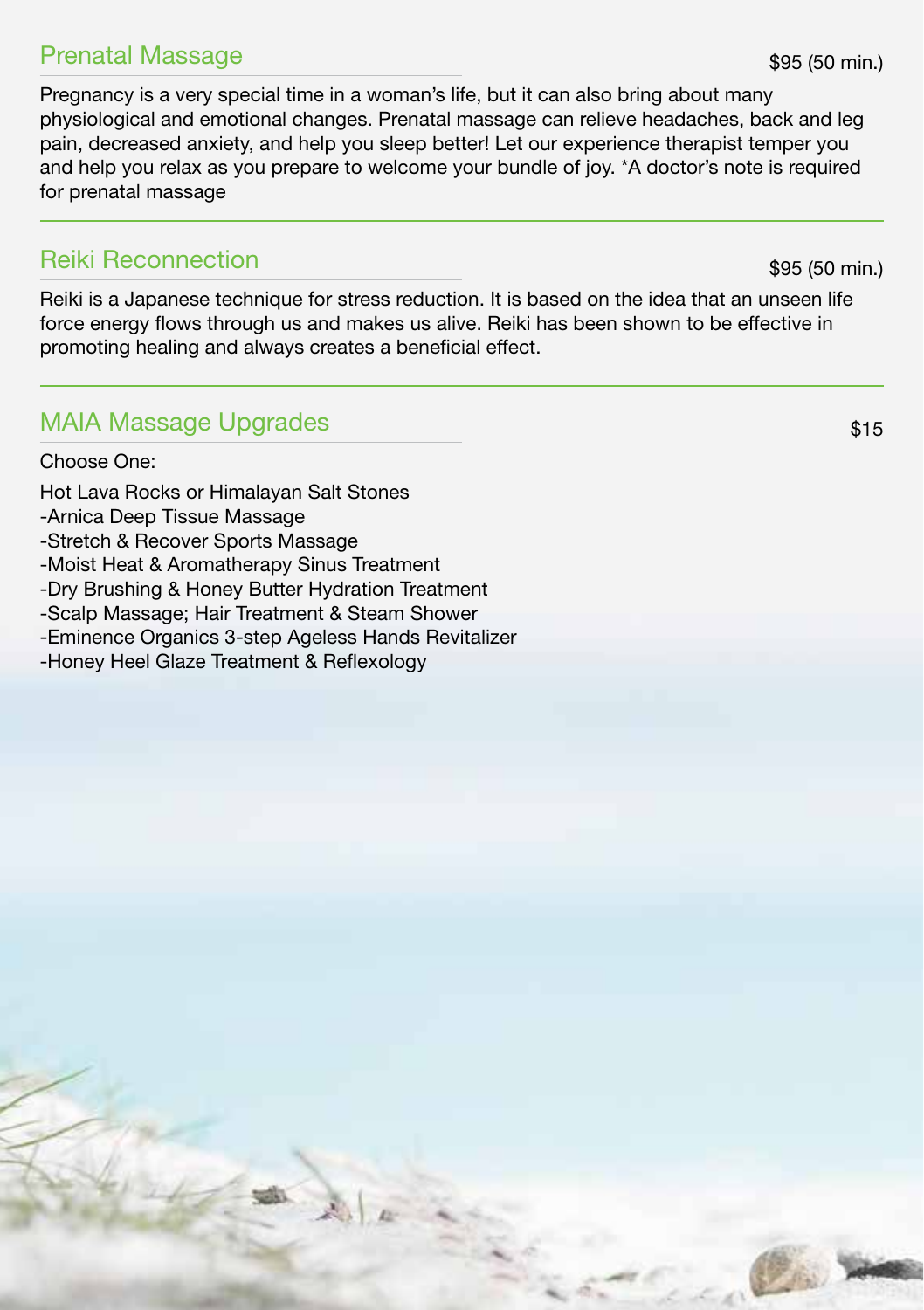## Prenatal Massage

$95 (50 min.)

Pregnancy is a very special time in a woman's life, but it can also bring about many physiological and emotional changes. Prenatal massage can relieve headaches, back and leg pain, decreased anxiety, and help you sleep better! Let our experience therapist temper you and help you relax as you prepare to welcome your bundle of joy. *A doctor's note is required for prenatal massage

## Reiki Reconnection

$95 (50 min.)

Reiki is a Japanese technique for stress reduction. It is based on the idea that an unseen life force energy flows through us and makes us alive. Reiki has been shown to be effective in promoting healing and always creates a beneficial effect.

## MAIA Massage Upgrades

$15

Choose One:

Hot Lava Rocks or Himalayan Salt Stones
-Arnica Deep Tissue Massage
-Stretch & Recover Sports Massage
-Moist Heat & Aromatherapy Sinus Treatment
-Dry Brushing & Honey Butter Hydration Treatment
-Scalp Massage; Hair Treatment & Steam Shower
-Eminence Organics 3-step Ageless Hands Revitalizer
-Honey Heel Glaze Treatment & Reflexology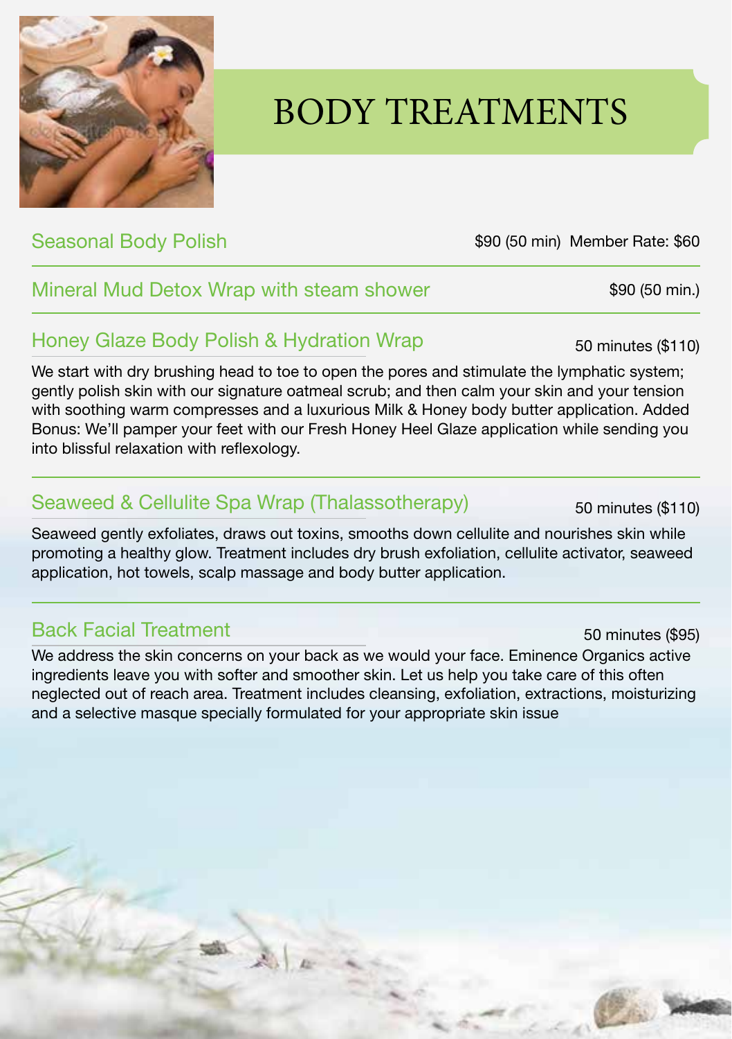# BODY TREATMENTS

## Seasonal Body Polish

$90 (50 min) Member Rate: $60

## Mineral Mud Detox Wrap with steam shower

$90 (50 min.)

## Honey Glaze Body Polish & Hydration Wrap

50 minutes ($110)

We start with dry brushing head to toe to open the pores and stimulate the lymphatic system; gently polish skin with our signature oatmeal scrub; and then calm your skin and your tension with soothing warm compresses and a luxurious Milk & Honey body butter application. Added Bonus: We'll pamper your feet with our Fresh Honey Heel Glaze application while sending you into blissful relaxation with reflexology.

## Seaweed & Cellulite Spa Wrap (Thalassotherapy)

50 minutes ($110)

Seaweed gently exfoliates, draws out toxins, smooths down cellulite and nourishes skin while promoting a healthy glow. Treatment includes dry brush exfoliation, cellulite activator, seaweed application, hot towels, scalp massage and body butter application.

## Back Facial Treatment

50 minutes ($95)

We address the skin concerns on your back as we would your face. Eminence Organics active ingredients leave you with softer and smoother skin. Let us help you take care of this often neglected out of reach area. Treatment includes cleansing, exfoliation, extractions, moisturizing and a selective masque specially formulated for your appropriate skin issue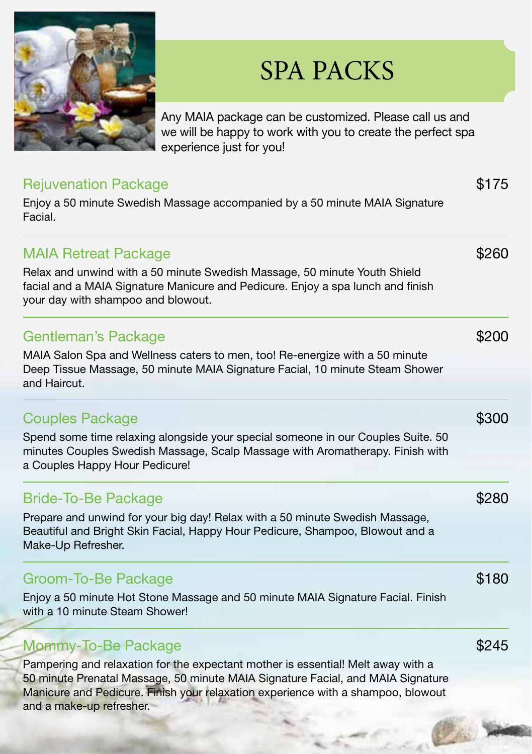# SPA PACKS

Any MAIA package can be customized. Please call us and we will be happy to work with you to create the perfect spa experience just for you!

## Rejuvenation Package — $175

Enjoy a 50 minute Swedish Massage accompanied by a 50 minute MAIA Signature Facial.

## MAIA Retreat Package — $260

Relax and unwind with a 50 minute Swedish Massage, 50 minute Youth Shield facial and a MAIA Signature Manicure and Pedicure. Enjoy a spa lunch and finish your day with shampoo and blowout.

## Gentleman's Package — $200

MAIA Salon Spa and Wellness caters to men, too! Re-energize with a 50 minute Deep Tissue Massage, 50 minute MAIA Signature Facial, 10 minute Steam Shower and Haircut.

## Couples Package — $300

Spend some time relaxing alongside your special someone in our Couples Suite. 50 minutes Couples Swedish Massage, Scalp Massage with Aromatherapy. Finish with a Couples Happy Hour Pedicure!

## Bride-To-Be Package — $280

Prepare and unwind for your big day! Relax with a 50 minute Swedish Massage, Beautiful and Bright Skin Facial, Happy Hour Pedicure, Shampoo, Blowout and a Make-Up Refresher.

## Groom-To-Be Package — $180

Enjoy a 50 minute Hot Stone Massage and 50 minute MAIA Signature Facial. Finish with a 10 minute Steam Shower!

## Mommy-To-Be Package — $245

Pampering and relaxation for the expectant mother is essential! Melt away with a 50 minute Prenatal Massage, 50 minute MAIA Signature Facial, and MAIA Signature Manicure and Pedicure. Finish your relaxation experience with a shampoo, blowout and a make-up refresher.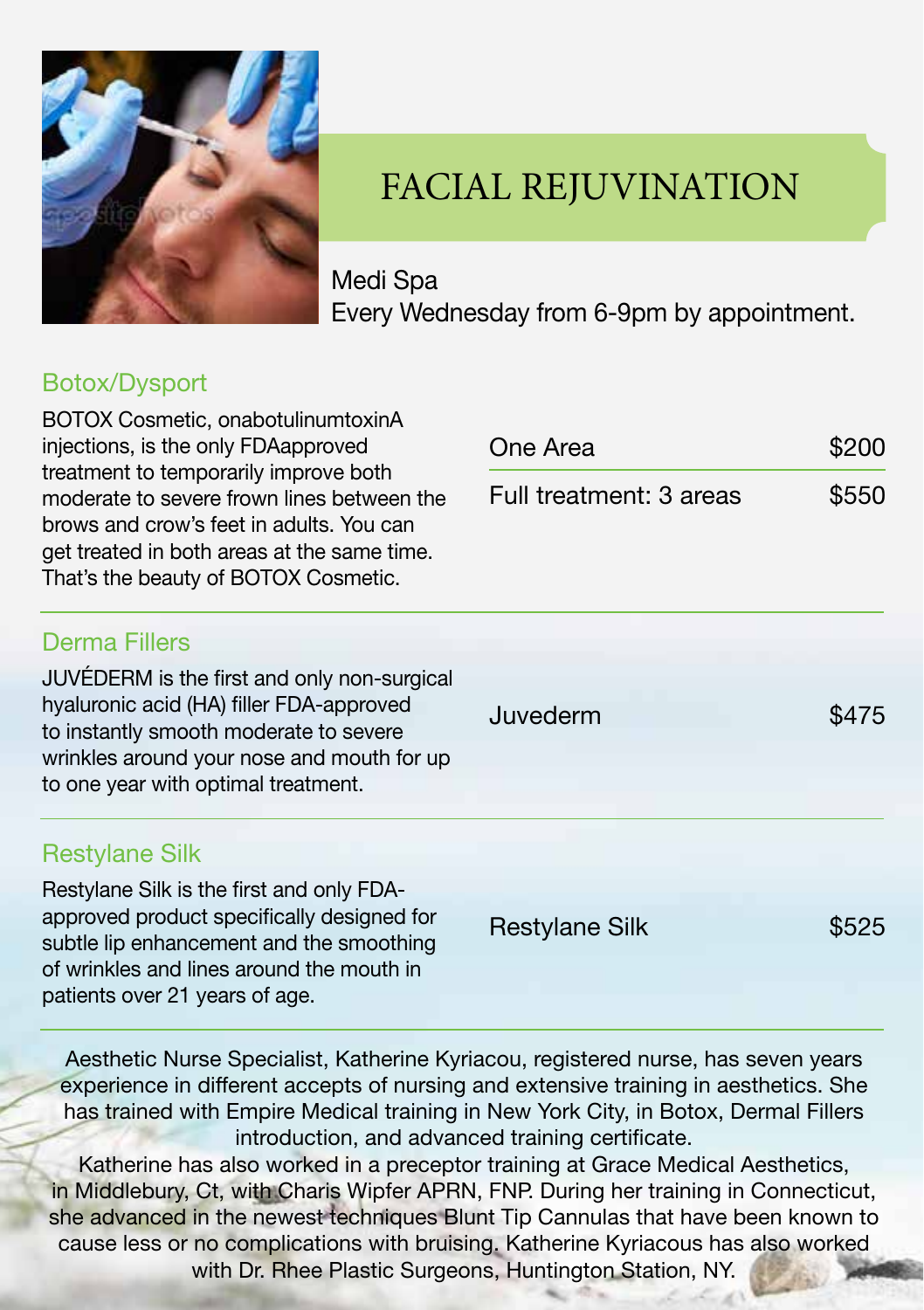# FACIAL REJUVINATION

Medi Spa
Every Wednesday from 6-9pm by appointment.

## Botox/Dysport

BOTOX Cosmetic, onabotulinumtoxinA injections, is the only FDAapproved treatment to temporarily improve both moderate to severe frown lines between the brows and crow's feet in adults. You can get treated in both areas at the same time. That's the beauty of BOTOX Cosmetic.

| | |
|---|---|
| One Area | $200 |
| Full treatment: 3 areas | $550 |

## Derma Fillers

JUVÉDERM is the first and only non-surgical hyaluronic acid (HA) filler FDA-approved to instantly smooth moderate to severe wrinkles around your nose and mouth for up to one year with optimal treatment.

| | |
|---|---|
| Juvederm | $475 |

## Restylane Silk

Restylane Silk is the first and only FDA-approved product specifically designed for subtle lip enhancement and the smoothing of wrinkles and lines around the mouth in patients over 21 years of age.

| | |
|---|---|
| Restylane Silk | $525 |

Aesthetic Nurse Specialist, Katherine Kyriacou, registered nurse, has seven years experience in different accepts of nursing and extensive training in aesthetics. She has trained with Empire Medical training in New York City, in Botox, Dermal Fillers introduction, and advanced training certificate.

Katherine has also worked in a preceptor training at Grace Medical Aesthetics, in Middlebury, Ct, with Charis Wipfer APRN, FNP. During her training in Connecticut, she advanced in the newest techniques Blunt Tip Cannulas that have been known to cause less or no complications with bruising. Katherine Kyriacous has also worked with Dr. Rhee Plastic Surgeons, Huntington Station, NY.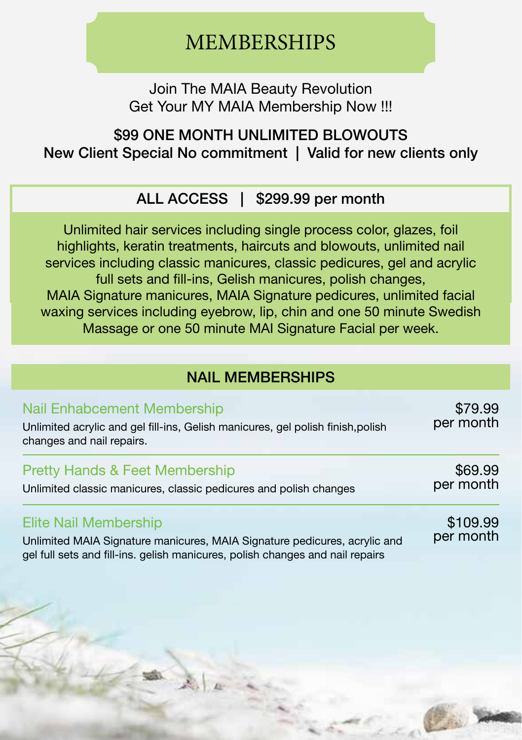# MEMBERSHIPS

Join The MAIA Beauty Revolution
Get Your MY MAIA Membership Now !!!

**$99 ONE MONTH UNLIMITED BLOWOUTS**
**New Client Special No commitment | Valid for new clients only**

## ALL ACCESS | $299.99 per month

Unlimited hair services including single process color, glazes, foil highlights, keratin treatments, haircuts and blowouts, unlimited nail services including classic manicures, classic pedicures, gel and acrylic full sets and fill-ins, Gelish manicures, polish changes, MAIA Signature manicures, MAIA Signature pedicures, unlimited facial waxing services including eyebrow, lip, chin and one 50 minute Swedish Massage or one 50 minute MAI Signature Facial per week.

## NAIL MEMBERSHIPS

### Nail Enhabcement Membership
**$79.99 per month**

Unlimited acrylic and gel fill-ins, Gelish manicures, gel polish finish,polish changes and nail repairs.

### Pretty Hands & Feet Membership
**$69.99 per month**

Unlimited classic manicures, classic pedicures and polish changes

### Elite Nail Membership
**$109.99 per month**

Unlimited MAIA Signature manicures, MAIA Signature pedicures, acrylic and gel full sets and fill-ins. gelish manicures, polish changes and nail repairs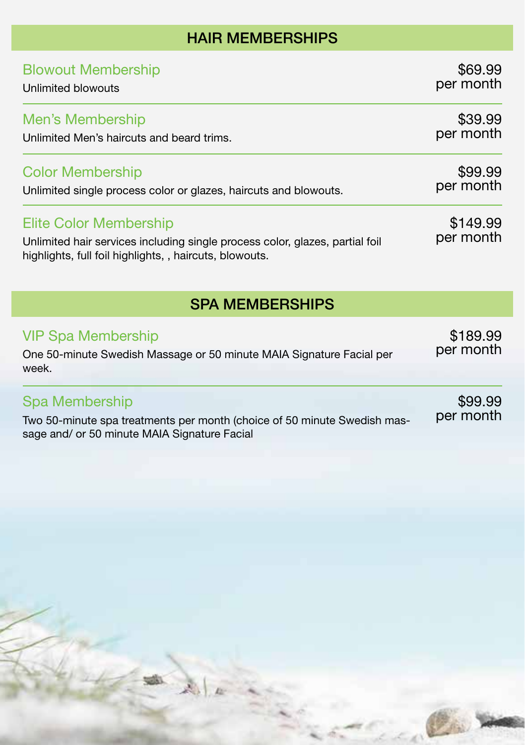## HAIR MEMBERSHIPS

### Blowout Membership

Unlimited blowouts

$69.99 per month

### Men's Membership

Unlimited Men's haircuts and beard trims.

$39.99 per month

### Color Membership

Unlimited single process color or glazes, haircuts and blowouts.

$99.99 per month

### Elite Color Membership

Unlimited hair services including single process color, glazes, partial foil highlights, full foil highlights, , haircuts, blowouts.

$149.99 per month

## SPA MEMBERSHIPS

### VIP Spa Membership

One 50-minute Swedish Massage or 50 minute MAIA Signature Facial per week.

$189.99 per month

### Spa Membership

Two 50-minute spa treatments per month (choice of 50 minute Swedish massage and/ or 50 minute MAIA Signature Facial

$99.99 per month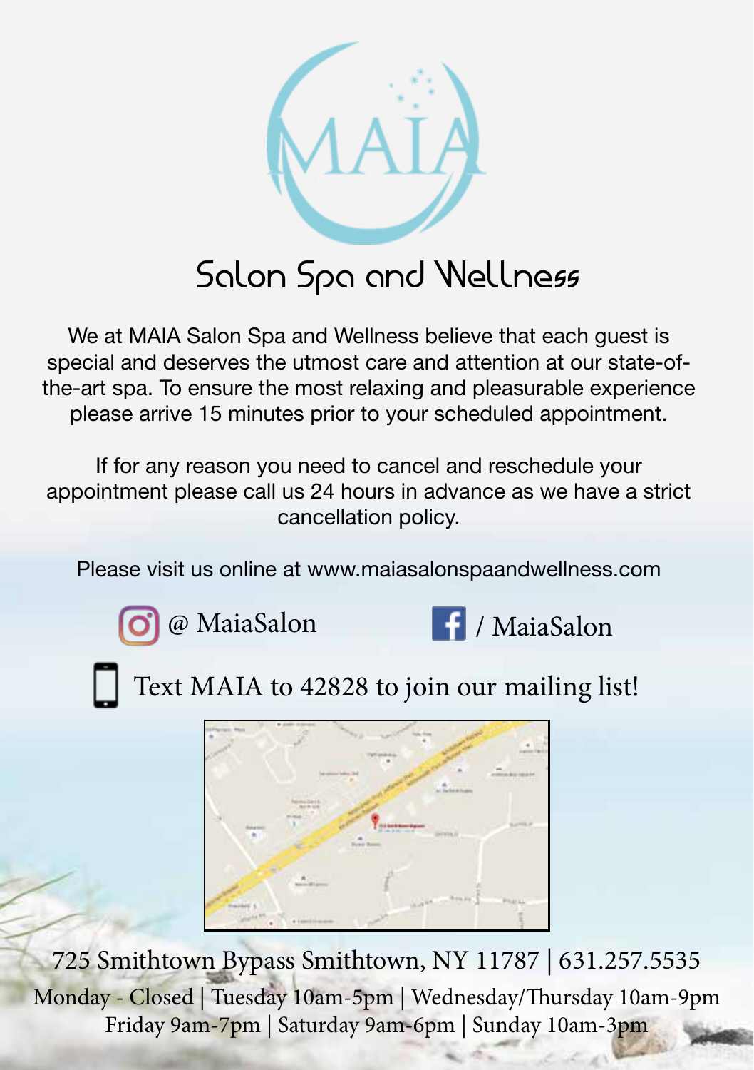# MAIA

## Salon Spa and Wellness

We at MAIA Salon Spa and Wellness believe that each guest is special and deserves the utmost care and attention at our state-of-the-art spa. To ensure the most relaxing and pleasurable experience please arrive 15 minutes prior to your scheduled appointment.

If for any reason you need to cancel and reschedule your appointment please call us 24 hours in advance as we have a strict cancellation policy.

Please visit us online at www.maiasalonspaandwellness.com

@ MaiaSalon / MaiaSalon

Text MAIA to 42828 to join our mailing list!

725 Smithtown Bypass Smithtown, NY 11787 | 631.257.5535

Monday - Closed | Tuesday 10am-5pm | Wednesday/Thursday 10am-9pm
Friday 9am-7pm | Saturday 9am-6pm | Sunday 10am-3pm